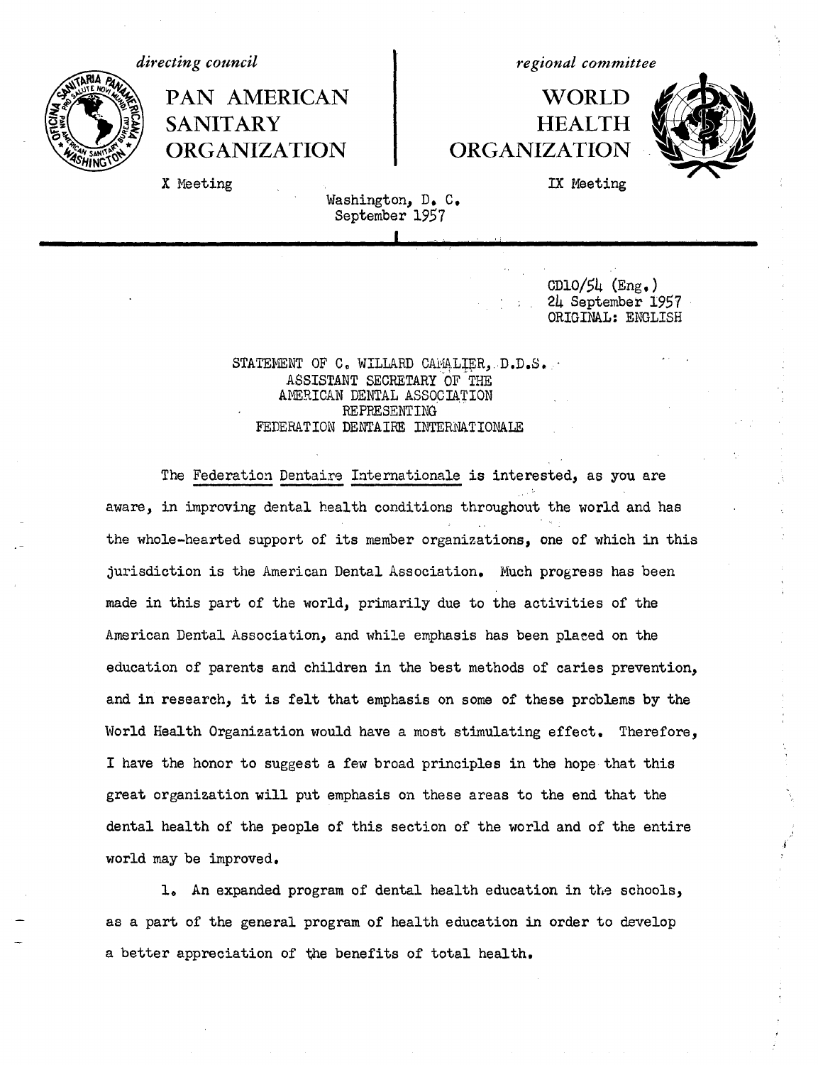*directing council*

**PAN AMERICAN SANITARY ORGANIZATION**

X Meeting

*regional committee*

**WORLD HEALTH ORGANIZATION**

IX Meeting

Washington, D. C.
September 1957

CD10/54 (Eng.)
24 September 1957
ORIGINAL: ENGLISH

STATEMENT OF C. WILLARD CAMALIER, D.D.S.
ASSISTANT SECRETARY OF THE
AMERICAN DENTAL ASSOCIATION
REPRESENTING
FEDERATION DENTAIRE INTERNATIONALE

The Federation Dentaire Internationale is interested, as you are aware, in improving dental health conditions throughout the world and has the whole-hearted support of its member organizations, one of which in this jurisdiction is the American Dental Association. Much progress has been made in this part of the world, primarily due to the activities of the American Dental Association, and while emphasis has been placed on the education of parents and children in the best methods of caries prevention, and in research, it is felt that emphasis on some of these problems by the World Health Organization would have a most stimulating effect. Therefore, I have the honor to suggest a few broad principles in the hope that this great organization will put emphasis on these areas to the end that the dental health of the people of this section of the world and of the entire world may be improved.

1. An expanded program of dental health education in the schools, as a part of the general program of health education in order to develop a better appreciation of the benefits of total health.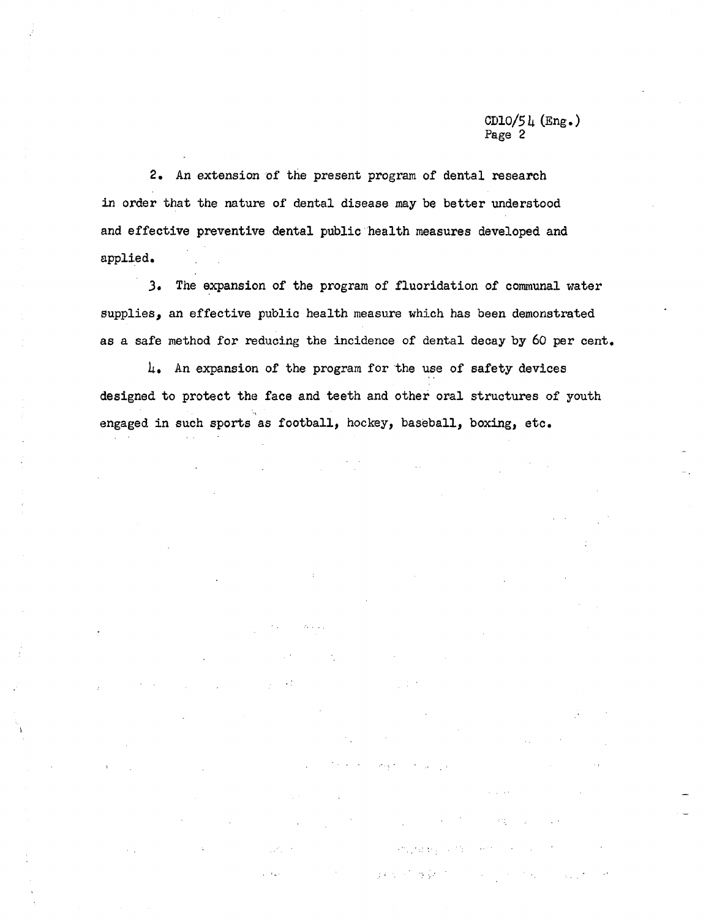2. An extension of the present program of dental research in order that the nature of dental disease may be better understood and effective preventive dental public health measures developed and applied.

3. The expansion of the program of fluoridation of communal water supplies, an effective public health measure which has been demonstrated as a safe method for reducing the incidence of dental decay by 60 per cent.

4. An expansion of the program for the use of safety devices designed to protect the face and teeth and other oral structures of youth engaged in such sports as football, hockey, baseball, boxing, etc.